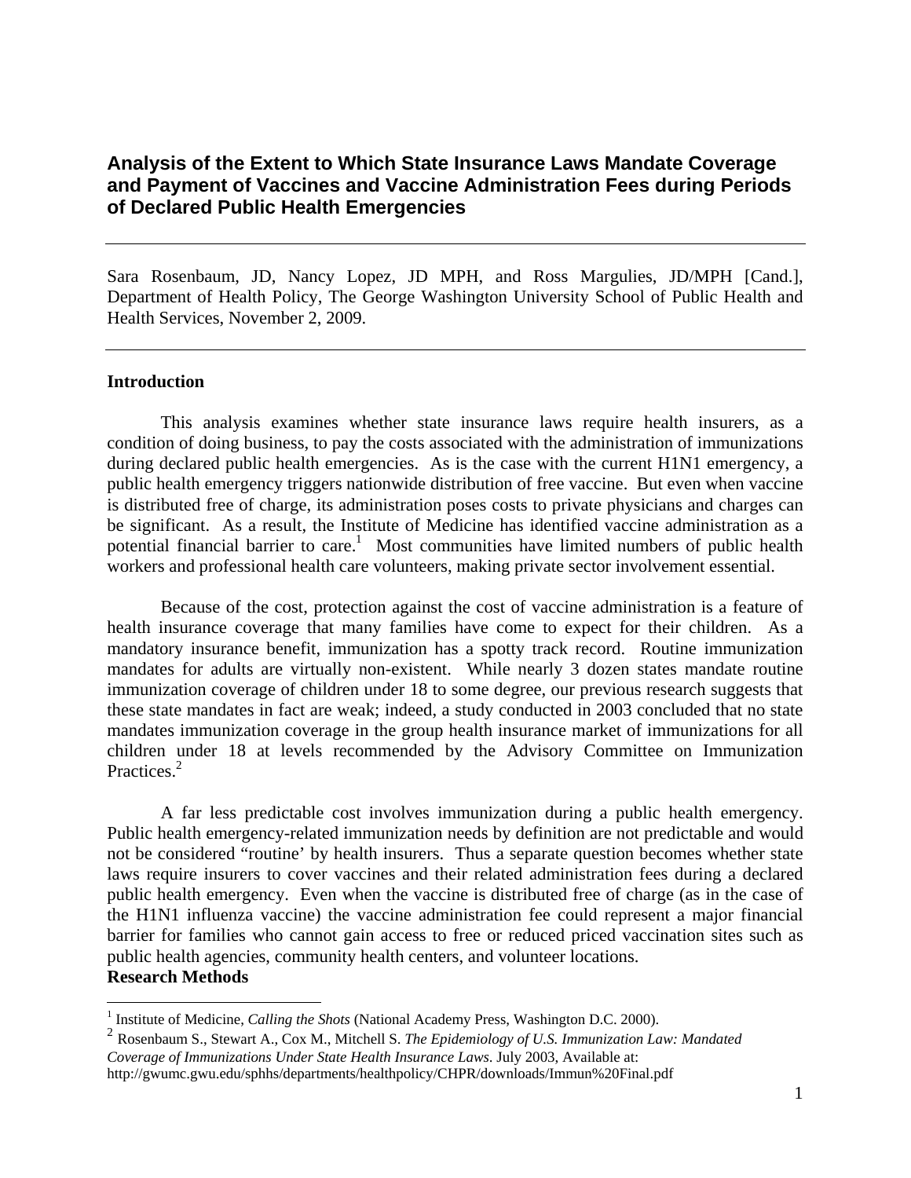# Analysis of the Extent to Which State Insurance Laws Mandate Coverage and Payment of Vaccines and Vaccine Administration Fees during Periods of Declared Public Health Emergencies

---

Sara Rosenbaum, JD, Nancy Lopez, JD MPH, and Ross Margulies, JD/MPH [Cand.], Department of Health Policy, The George Washington University School of Public Health and Health Services, November 2, 2009.

---

## Introduction

This analysis examines whether state insurance laws require health insurers, as a condition of doing business, to pay the costs associated with the administration of immunizations during declared public health emergencies. As is the case with the current H1N1 emergency, a public health emergency triggers nationwide distribution of free vaccine. But even when vaccine is distributed free of charge, its administration poses costs to private physicians and charges can be significant. As a result, the Institute of Medicine has identified vaccine administration as a potential financial barrier to care.[1] Most communities have limited numbers of public health workers and professional health care volunteers, making private sector involvement essential.

Because of the cost, protection against the cost of vaccine administration is a feature of health insurance coverage that many families have come to expect for their children. As a mandatory insurance benefit, immunization has a spotty track record. Routine immunization mandates for adults are virtually non-existent. While nearly 3 dozen states mandate routine immunization coverage of children under 18 to some degree, our previous research suggests that these state mandates in fact are weak; indeed, a study conducted in 2003 concluded that no state mandates immunization coverage in the group health insurance market of immunizations for all children under 18 at levels recommended by the Advisory Committee on Immunization Practices.[2]

A far less predictable cost involves immunization during a public health emergency. Public health emergency-related immunization needs by definition are not predictable and would not be considered "routine' by health insurers. Thus a separate question becomes whether state laws require insurers to cover vaccines and their related administration fees during a declared public health emergency. Even when the vaccine is distributed free of charge (as in the case of the H1N1 influenza vaccine) the vaccine administration fee could represent a major financial barrier for families who cannot gain access to free or reduced priced vaccination sites such as public health agencies, community health centers, and volunteer locations.

## Research Methods

---

[1] Institute of Medicine, *Calling the Shots* (National Academy Press, Washington D.C. 2000).

[2] Rosenbaum S., Stewart A., Cox M., Mitchell S. *The Epidemiology of U.S. Immunization Law: Mandated Coverage of Immunizations Under State Health Insurance Laws*. July 2003, Available at: http://gwumc.gwu.edu/sphhs/departments/healthpolicy/CHPR/downloads/Immun%20Final.pdf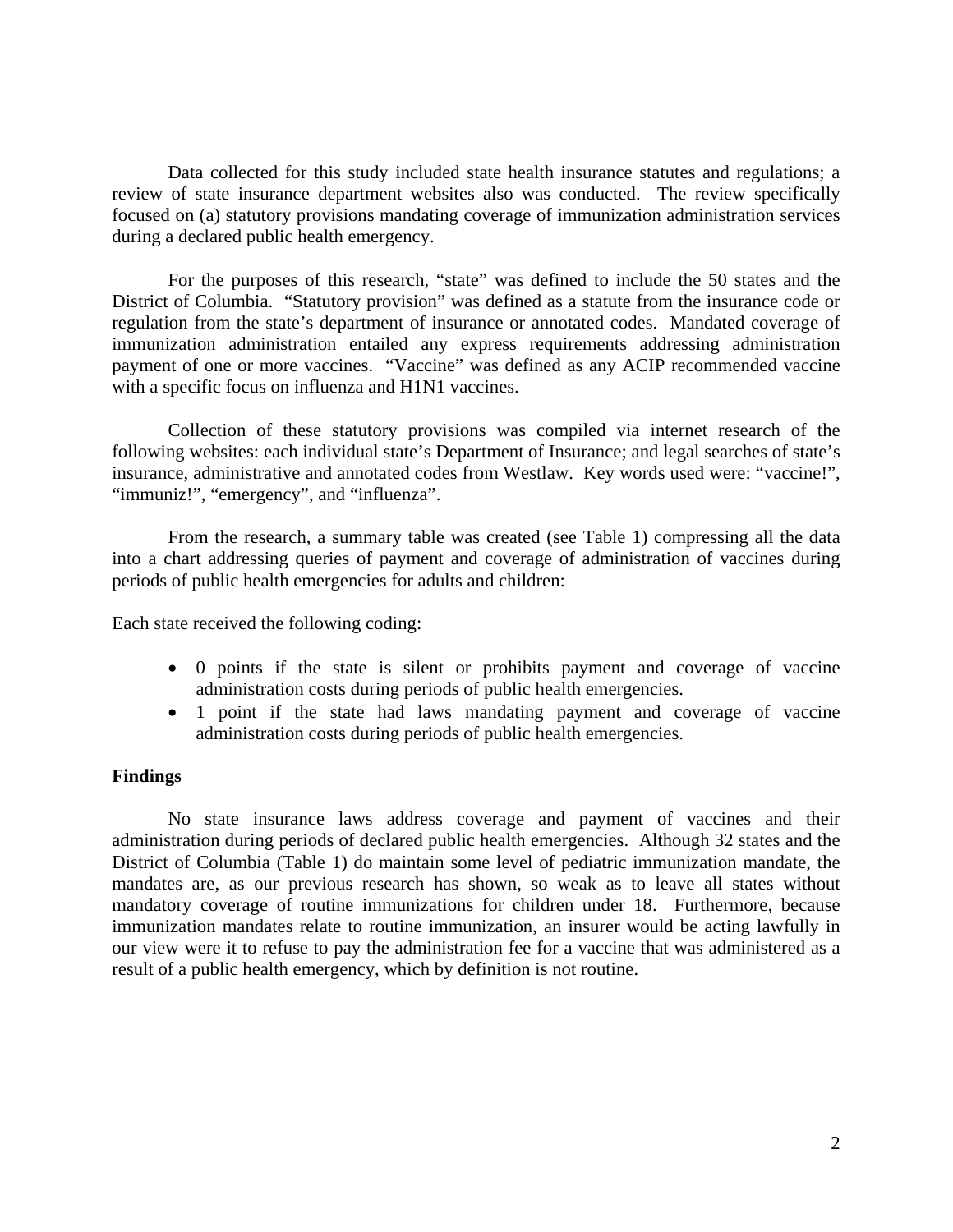Data collected for this study included state health insurance statutes and regulations; a review of state insurance department websites also was conducted. The review specifically focused on (a) statutory provisions mandating coverage of immunization administration services during a declared public health emergency.

For the purposes of this research, "state" was defined to include the 50 states and the District of Columbia. "Statutory provision" was defined as a statute from the insurance code or regulation from the state's department of insurance or annotated codes. Mandated coverage of immunization administration entailed any express requirements addressing administration payment of one or more vaccines. "Vaccine" was defined as any ACIP recommended vaccine with a specific focus on influenza and H1N1 vaccines.

Collection of these statutory provisions was compiled via internet research of the following websites: each individual state's Department of Insurance; and legal searches of state's insurance, administrative and annotated codes from Westlaw. Key words used were: "vaccine!", "immuniz!", "emergency", and "influenza".

From the research, a summary table was created (see Table 1) compressing all the data into a chart addressing queries of payment and coverage of administration of vaccines during periods of public health emergencies for adults and children:

Each state received the following coding:

- 0 points if the state is silent or prohibits payment and coverage of vaccine administration costs during periods of public health emergencies.
- 1 point if the state had laws mandating payment and coverage of vaccine administration costs during periods of public health emergencies.

**Findings**

No state insurance laws address coverage and payment of vaccines and their administration during periods of declared public health emergencies. Although 32 states and the District of Columbia (Table 1) do maintain some level of pediatric immunization mandate, the mandates are, as our previous research has shown, so weak as to leave all states without mandatory coverage of routine immunizations for children under 18. Furthermore, because immunization mandates relate to routine immunization, an insurer would be acting lawfully in our view were it to refuse to pay the administration fee for a vaccine that was administered as a result of a public health emergency, which by definition is not routine.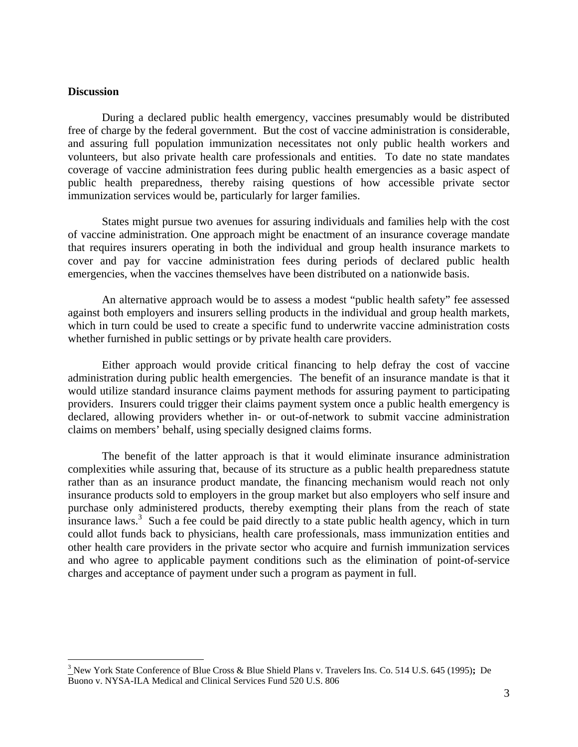**Discussion**

During a declared public health emergency, vaccines presumably would be distributed free of charge by the federal government. But the cost of vaccine administration is considerable, and assuring full population immunization necessitates not only public health workers and volunteers, but also private health care professionals and entities. To date no state mandates coverage of vaccine administration fees during public health emergencies as a basic aspect of public health preparedness, thereby raising questions of how accessible private sector immunization services would be, particularly for larger families.

States might pursue two avenues for assuring individuals and families help with the cost of vaccine administration. One approach might be enactment of an insurance coverage mandate that requires insurers operating in both the individual and group health insurance markets to cover and pay for vaccine administration fees during periods of declared public health emergencies, when the vaccines themselves have been distributed on a nationwide basis.

An alternative approach would be to assess a modest "public health safety" fee assessed against both employers and insurers selling products in the individual and group health markets, which in turn could be used to create a specific fund to underwrite vaccine administration costs whether furnished in public settings or by private health care providers.

Either approach would provide critical financing to help defray the cost of vaccine administration during public health emergencies. The benefit of an insurance mandate is that it would utilize standard insurance claims payment methods for assuring payment to participating providers. Insurers could trigger their claims payment system once a public health emergency is declared, allowing providers whether in- or out-of-network to submit vaccine administration claims on members' behalf, using specially designed claims forms.

The benefit of the latter approach is that it would eliminate insurance administration complexities while assuring that, because of its structure as a public health preparedness statute rather than as an insurance product mandate, the financing mechanism would reach not only insurance products sold to employers in the group market but also employers who self insure and purchase only administered products, thereby exempting their plans from the reach of state insurance laws.[3] Such a fee could be paid directly to a state public health agency, which in turn could allot funds back to physicians, health care professionals, mass immunization entities and other health care providers in the private sector who acquire and furnish immunization services and who agree to applicable payment conditions such as the elimination of point-of-service charges and acceptance of payment under such a program as payment in full.

---

[3] New York State Conference of Blue Cross & Blue Shield Plans v. Travelers Ins. Co. 514 U.S. 645 (1995)**;** De Buono v. NYSA-ILA Medical and Clinical Services Fund 520 U.S. 806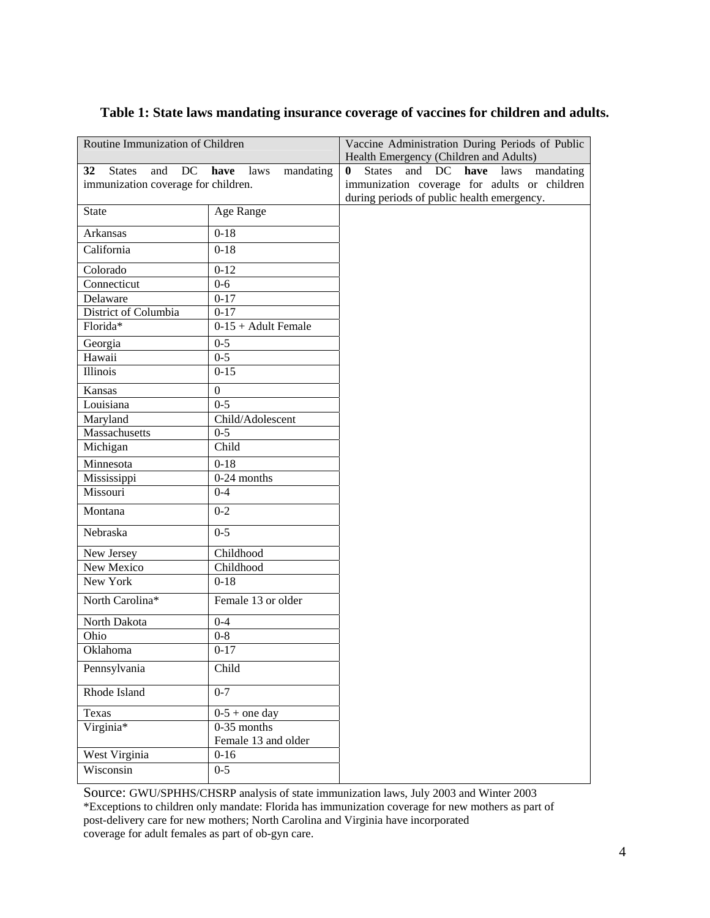**Table 1: State laws mandating insurance coverage of vaccines for children and adults.**

| Routine Immunization of Children | | Vaccine Administration During Periods of Public Health Emergency (Children and Adults) |
|---|---|---|
| **32** States and DC **have** laws mandating immunization coverage for children. | | **0** States and DC **have** laws mandating immunization coverage for adults or children during periods of public health emergency. |
| State | Age Range | |
| Arkansas | 0-18 | |
| California | 0-18 | |
| Colorado | 0-12 | |
| Connecticut | 0-6 | |
| Delaware | 0-17 | |
| District of Columbia | 0-17 | |
| Florida* | 0-15 + Adult Female | |
| Georgia | 0-5 | |
| Hawaii | 0-5 | |
| Illinois | 0-15 | |
| Kansas | 0 | |
| Louisiana | 0-5 | |
| Maryland | Child/Adolescent | |
| Massachusetts | 0-5 | |
| Michigan | Child | |
| Minnesota | 0-18 | |
| Mississippi | 0-24 months | |
| Missouri | 0-4 | |
| Montana | 0-2 | |
| Nebraska | 0-5 | |
| New Jersey | Childhood | |
| New Mexico | Childhood | |
| New York | 0-18 | |
| North Carolina* | Female 13 or older | |
| North Dakota | 0-4 | |
| Ohio | 0-8 | |
| Oklahoma | 0-17 | |
| Pennsylvania | Child | |
| Rhode Island | 0-7 | |
| Texas | 0-5 + one day | |
| Virginia* | 0-35 months<br>Female 13 and older | |
| West Virginia | 0-16 | |
| Wisconsin | 0-5 | |

Source: GWU/SPHHS/CHSRP analysis of state immunization laws, July 2003 and Winter 2003
*Exceptions to children only mandate: Florida has immunization coverage for new mothers as part of post-delivery care for new mothers; North Carolina and Virginia have incorporated coverage for adult females as part of ob-gyn care.